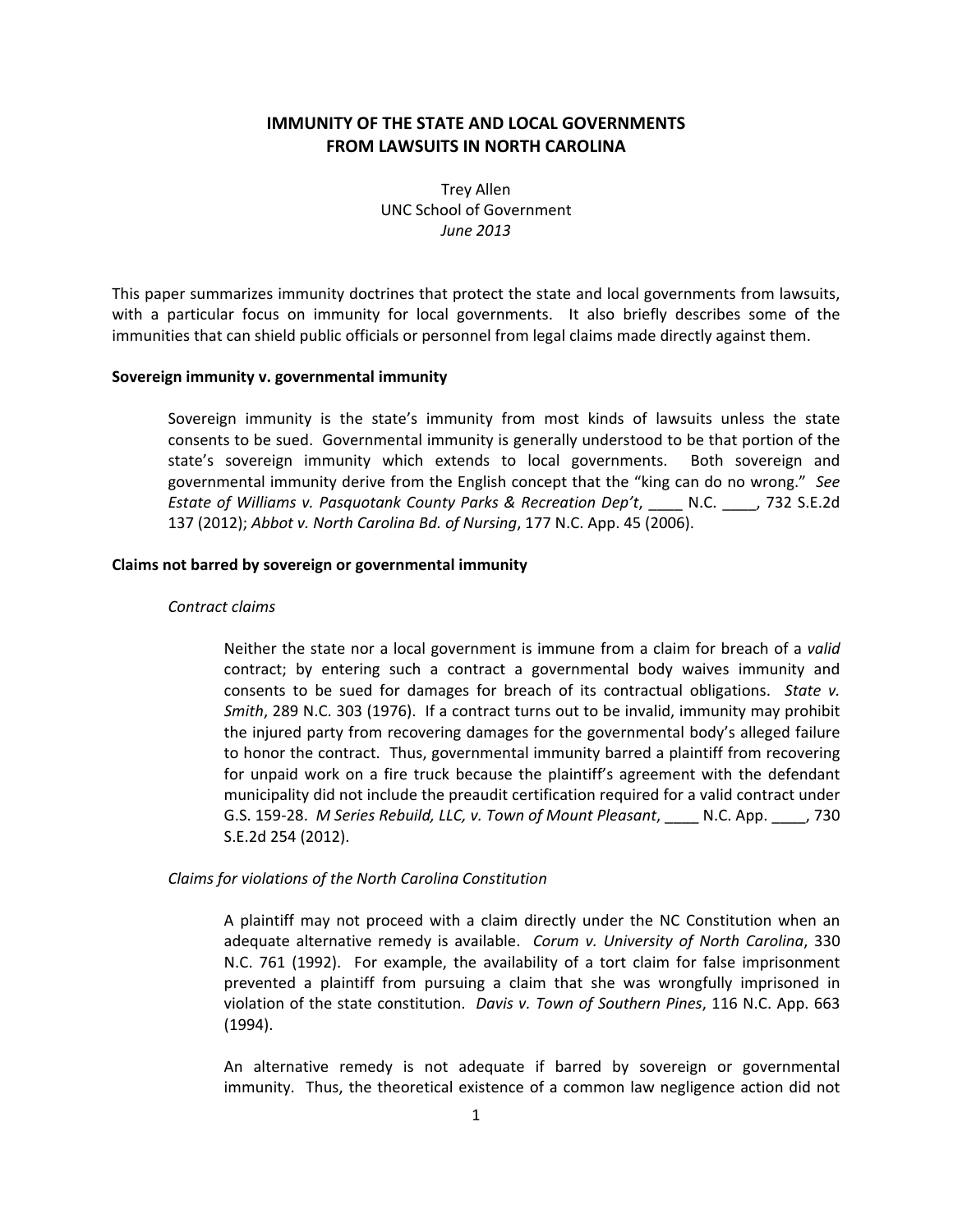# IMMUNITY OF THE STATE AND LOCAL GOVERNMENTS FROM LAWSUITS IN NORTH CAROLINA

Trey Allen
UNC School of Government
*June 2013*

This paper summarizes immunity doctrines that protect the state and local governments from lawsuits, with a particular focus on immunity for local governments. It also briefly describes some of the immunities that can shield public officials or personnel from legal claims made directly against them.

## Sovereign immunity v. governmental immunity

Sovereign immunity is the state's immunity from most kinds of lawsuits unless the state consents to be sued. Governmental immunity is generally understood to be that portion of the state's sovereign immunity which extends to local governments. Both sovereign and governmental immunity derive from the English concept that the "king can do no wrong." *See Estate of Williams v. Pasquotank County Parks & Recreation Dep't*, ____ N.C. ____, 732 S.E.2d 137 (2012); *Abbot v. North Carolina Bd. of Nursing*, 177 N.C. App. 45 (2006).

## Claims not barred by sovereign or governmental immunity

### *Contract claims*

Neither the state nor a local government is immune from a claim for breach of a *valid* contract; by entering such a contract a governmental body waives immunity and consents to be sued for damages for breach of its contractual obligations. *State v. Smith*, 289 N.C. 303 (1976). If a contract turns out to be invalid, immunity may prohibit the injured party from recovering damages for the governmental body's alleged failure to honor the contract. Thus, governmental immunity barred a plaintiff from recovering for unpaid work on a fire truck because the plaintiff's agreement with the defendant municipality did not include the preaudit certification required for a valid contract under G.S. 159-28. *M Series Rebuild, LLC, v. Town of Mount Pleasant*, ____ N.C. App. ____, 730 S.E.2d 254 (2012).

### *Claims for violations of the North Carolina Constitution*

A plaintiff may not proceed with a claim directly under the NC Constitution when an adequate alternative remedy is available. *Corum v. University of North Carolina*, 330 N.C. 761 (1992). For example, the availability of a tort claim for false imprisonment prevented a plaintiff from pursuing a claim that she was wrongfully imprisoned in violation of the state constitution. *Davis v. Town of Southern Pines*, 116 N.C. App. 663 (1994).

An alternative remedy is not adequate if barred by sovereign or governmental immunity. Thus, the theoretical existence of a common law negligence action did not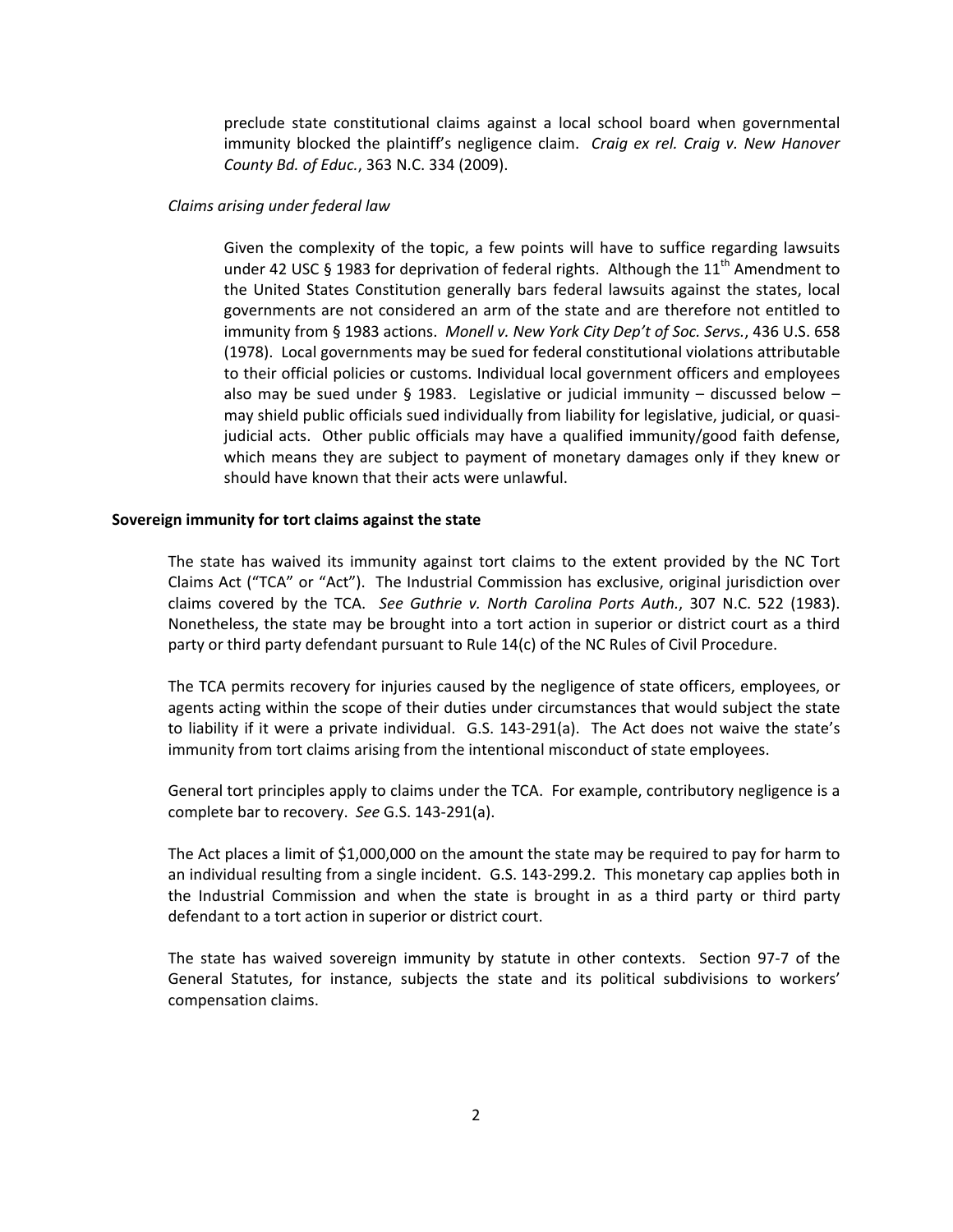preclude state constitutional claims against a local school board when governmental immunity blocked the plaintiff's negligence claim. *Craig ex rel. Craig v. New Hanover County Bd. of Educ.*, 363 N.C. 334 (2009).

*Claims arising under federal law*

Given the complexity of the topic, a few points will have to suffice regarding lawsuits under 42 USC § 1983 for deprivation of federal rights. Although the 11th Amendment to the United States Constitution generally bars federal lawsuits against the states, local governments are not considered an arm of the state and are therefore not entitled to immunity from § 1983 actions. *Monell v. New York City Dep't of Soc. Servs.*, 436 U.S. 658 (1978). Local governments may be sued for federal constitutional violations attributable to their official policies or customs. Individual local government officers and employees also may be sued under § 1983. Legislative or judicial immunity – discussed below – may shield public officials sued individually from liability for legislative, judicial, or quasi-judicial acts. Other public officials may have a qualified immunity/good faith defense, which means they are subject to payment of monetary damages only if they knew or should have known that their acts were unlawful.

**Sovereign immunity for tort claims against the state**

The state has waived its immunity against tort claims to the extent provided by the NC Tort Claims Act ("TCA" or "Act"). The Industrial Commission has exclusive, original jurisdiction over claims covered by the TCA. *See Guthrie v. North Carolina Ports Auth.*, 307 N.C. 522 (1983). Nonetheless, the state may be brought into a tort action in superior or district court as a third party or third party defendant pursuant to Rule 14(c) of the NC Rules of Civil Procedure.

The TCA permits recovery for injuries caused by the negligence of state officers, employees, or agents acting within the scope of their duties under circumstances that would subject the state to liability if it were a private individual. G.S. 143-291(a). The Act does not waive the state's immunity from tort claims arising from the intentional misconduct of state employees.

General tort principles apply to claims under the TCA. For example, contributory negligence is a complete bar to recovery. *See* G.S. 143-291(a).

The Act places a limit of $1,000,000 on the amount the state may be required to pay for harm to an individual resulting from a single incident. G.S. 143-299.2. This monetary cap applies both in the Industrial Commission and when the state is brought in as a third party or third party defendant to a tort action in superior or district court.

The state has waived sovereign immunity by statute in other contexts. Section 97-7 of the General Statutes, for instance, subjects the state and its political subdivisions to workers' compensation claims.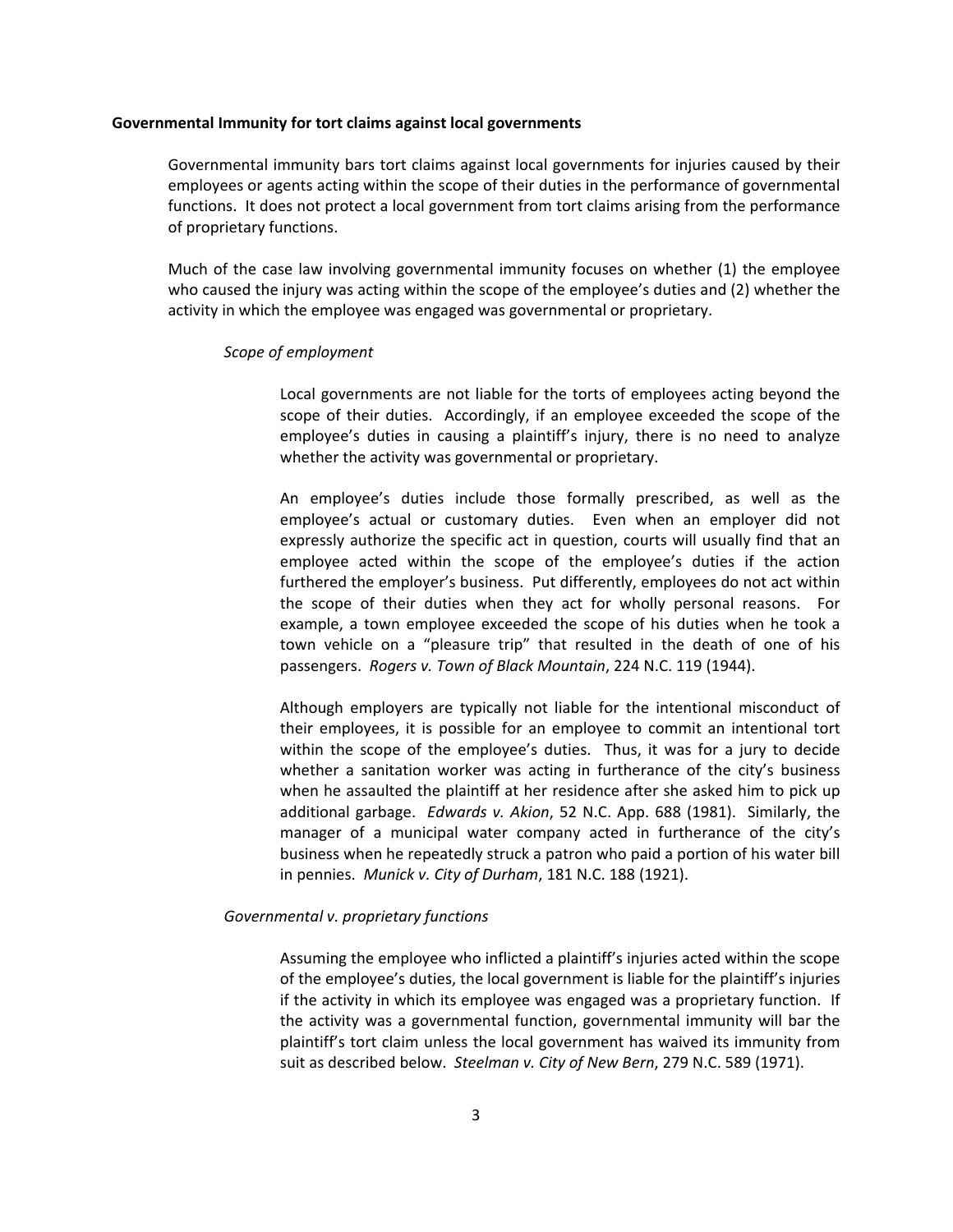**Governmental Immunity for tort claims against local governments**

Governmental immunity bars tort claims against local governments for injuries caused by their employees or agents acting within the scope of their duties in the performance of governmental functions. It does not protect a local government from tort claims arising from the performance of proprietary functions.

Much of the case law involving governmental immunity focuses on whether (1) the employee who caused the injury was acting within the scope of the employee's duties and (2) whether the activity in which the employee was engaged was governmental or proprietary.

*Scope of employment*

Local governments are not liable for the torts of employees acting beyond the scope of their duties. Accordingly, if an employee exceeded the scope of the employee's duties in causing a plaintiff's injury, there is no need to analyze whether the activity was governmental or proprietary.

An employee's duties include those formally prescribed, as well as the employee's actual or customary duties. Even when an employer did not expressly authorize the specific act in question, courts will usually find that an employee acted within the scope of the employee's duties if the action furthered the employer's business. Put differently, employees do not act within the scope of their duties when they act for wholly personal reasons. For example, a town employee exceeded the scope of his duties when he took a town vehicle on a "pleasure trip" that resulted in the death of one of his passengers. *Rogers v. Town of Black Mountain*, 224 N.C. 119 (1944).

Although employers are typically not liable for the intentional misconduct of their employees, it is possible for an employee to commit an intentional tort within the scope of the employee's duties. Thus, it was for a jury to decide whether a sanitation worker was acting in furtherance of the city's business when he assaulted the plaintiff at her residence after she asked him to pick up additional garbage. *Edwards v. Akion*, 52 N.C. App. 688 (1981). Similarly, the manager of a municipal water company acted in furtherance of the city's business when he repeatedly struck a patron who paid a portion of his water bill in pennies. *Munick v. City of Durham*, 181 N.C. 188 (1921).

*Governmental v. proprietary functions*

Assuming the employee who inflicted a plaintiff's injuries acted within the scope of the employee's duties, the local government is liable for the plaintiff's injuries if the activity in which its employee was engaged was a proprietary function. If the activity was a governmental function, governmental immunity will bar the plaintiff's tort claim unless the local government has waived its immunity from suit as described below. *Steelman v. City of New Bern*, 279 N.C. 589 (1971).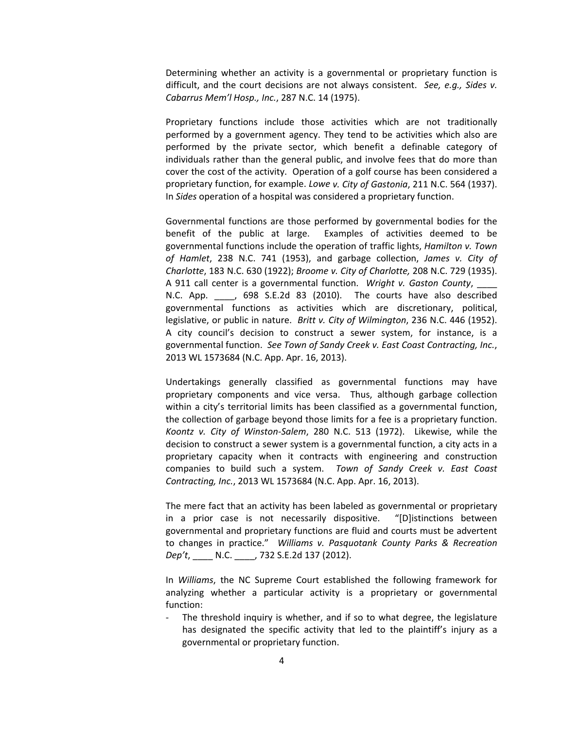Determining whether an activity is a governmental or proprietary function is difficult, and the court decisions are not always consistent. *See, e.g., Sides v. Cabarrus Mem'l Hosp., Inc.*, 287 N.C. 14 (1975).

Proprietary functions include those activities which are not traditionally performed by a government agency. They tend to be activities which also are performed by the private sector, which benefit a definable category of individuals rather than the general public, and involve fees that do more than cover the cost of the activity. Operation of a golf course has been considered a proprietary function, for example. *Lowe v. City of Gastonia*, 211 N.C. 564 (1937). In *Sides* operation of a hospital was considered a proprietary function.

Governmental functions are those performed by governmental bodies for the benefit of the public at large. Examples of activities deemed to be governmental functions include the operation of traffic lights, *Hamilton v. Town of Hamlet*, 238 N.C. 741 (1953), and garbage collection, *James v. City of Charlotte*, 183 N.C. 630 (1922); *Broome v. City of Charlotte,* 208 N.C. 729 (1935). A 911 call center is a governmental function. *Wright v. Gaston County*, ____ N.C. App. ____, 698 S.E.2d 83 (2010). The courts have also described governmental functions as activities which are discretionary, political, legislative, or public in nature. *Britt v. City of Wilmington*, 236 N.C. 446 (1952). A city council's decision to construct a sewer system, for instance, is a governmental function. *See Town of Sandy Creek v. East Coast Contracting, Inc.*, 2013 WL 1573684 (N.C. App. Apr. 16, 2013).

Undertakings generally classified as governmental functions may have proprietary components and vice versa. Thus, although garbage collection within a city's territorial limits has been classified as a governmental function, the collection of garbage beyond those limits for a fee is a proprietary function. *Koontz v. City of Winston-Salem*, 280 N.C. 513 (1972). Likewise, while the decision to construct a sewer system is a governmental function, a city acts in a proprietary capacity when it contracts with engineering and construction companies to build such a system. *Town of Sandy Creek v. East Coast Contracting, Inc.*, 2013 WL 1573684 (N.C. App. Apr. 16, 2013).

The mere fact that an activity has been labeled as governmental or proprietary in a prior case is not necessarily dispositive. "[D]istinctions between governmental and proprietary functions are fluid and courts must be advertent to changes in practice." *Williams v. Pasquotank County Parks & Recreation Dep't*, ____ N.C. ____, 732 S.E.2d 137 (2012).

In *Williams*, the NC Supreme Court established the following framework for analyzing whether a particular activity is a proprietary or governmental function:

- The threshold inquiry is whether, and if so to what degree, the legislature has designated the specific activity that led to the plaintiff's injury as a governmental or proprietary function.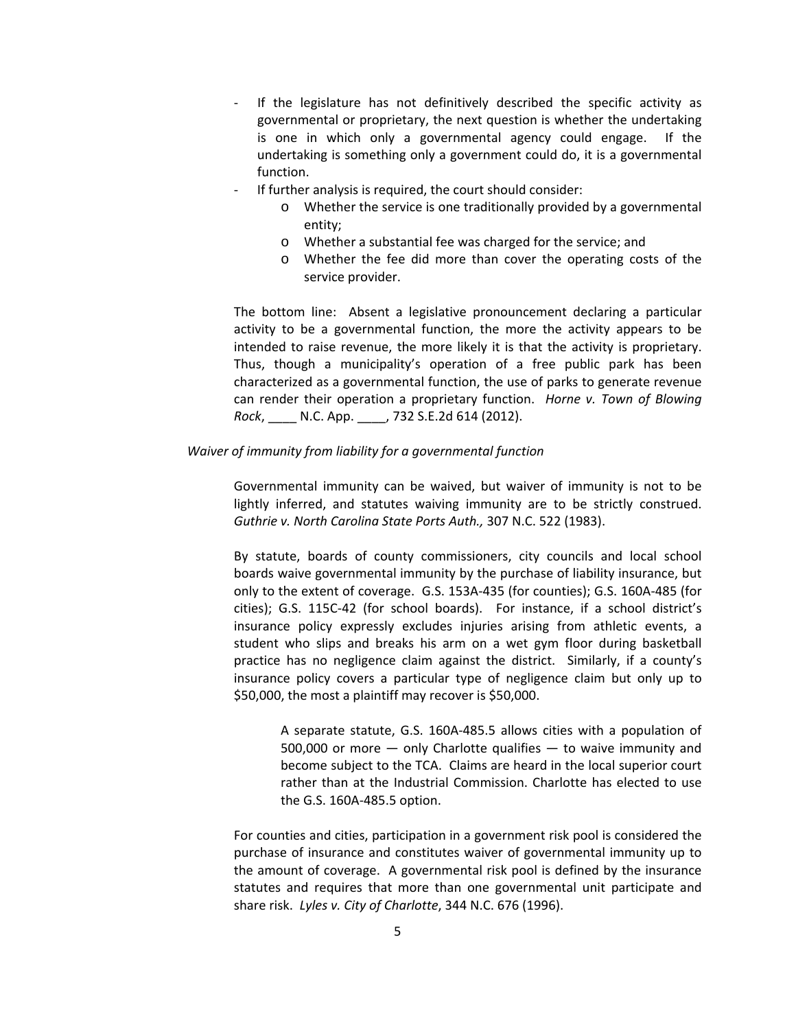- If the legislature has not definitively described the specific activity as governmental or proprietary, the next question is whether the undertaking is one in which only a governmental agency could engage. If the undertaking is something only a government could do, it is a governmental function.
- If further analysis is required, the court should consider:
    - Whether the service is one traditionally provided by a governmental entity;
    - Whether a substantial fee was charged for the service; and
    - Whether the fee did more than cover the operating costs of the service provider.

The bottom line: Absent a legislative pronouncement declaring a particular activity to be a governmental function, the more the activity appears to be intended to raise revenue, the more likely it is that the activity is proprietary. Thus, though a municipality's operation of a free public park has been characterized as a governmental function, the use of parks to generate revenue can render their operation a proprietary function. *Horne v. Town of Blowing Rock*, ____ N.C. App. ____, 732 S.E.2d 614 (2012).

*Waiver of immunity from liability for a governmental function*

Governmental immunity can be waived, but waiver of immunity is not to be lightly inferred, and statutes waiving immunity are to be strictly construed. *Guthrie v. North Carolina State Ports Auth.,* 307 N.C. 522 (1983).

By statute, boards of county commissioners, city councils and local school boards waive governmental immunity by the purchase of liability insurance, but only to the extent of coverage. G.S. 153A-435 (for counties); G.S. 160A-485 (for cities); G.S. 115C-42 (for school boards). For instance, if a school district's insurance policy expressly excludes injuries arising from athletic events, a student who slips and breaks his arm on a wet gym floor during basketball practice has no negligence claim against the district. Similarly, if a county's insurance policy covers a particular type of negligence claim but only up to $50,000, the most a plaintiff may recover is $50,000.

> A separate statute, G.S. 160A-485.5 allows cities with a population of 500,000 or more — only Charlotte qualifies — to waive immunity and become subject to the TCA. Claims are heard in the local superior court rather than at the Industrial Commission. Charlotte has elected to use the G.S. 160A-485.5 option.

For counties and cities, participation in a government risk pool is considered the purchase of insurance and constitutes waiver of governmental immunity up to the amount of coverage. A governmental risk pool is defined by the insurance statutes and requires that more than one governmental unit participate and share risk. *Lyles v. City of Charlotte*, 344 N.C. 676 (1996).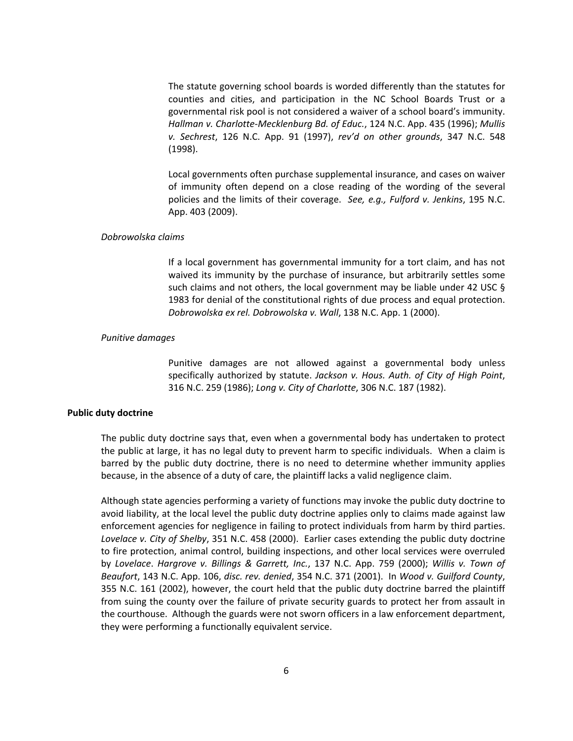The statute governing school boards is worded differently than the statutes for counties and cities, and participation in the NC School Boards Trust or a governmental risk pool is not considered a waiver of a school board's immunity. *Hallman v. Charlotte-Mecklenburg Bd. of Educ.*, 124 N.C. App. 435 (1996); *Mullis v. Sechrest*, 126 N.C. App. 91 (1997), *rev'd on other grounds*, 347 N.C. 548 (1998).

Local governments often purchase supplemental insurance, and cases on waiver of immunity often depend on a close reading of the wording of the several policies and the limits of their coverage. *See, e.g., Fulford v. Jenkins*, 195 N.C. App. 403 (2009).

*Dobrowolska claims*

If a local government has governmental immunity for a tort claim, and has not waived its immunity by the purchase of insurance, but arbitrarily settles some such claims and not others, the local government may be liable under 42 USC § 1983 for denial of the constitutional rights of due process and equal protection. *Dobrowolska ex rel. Dobrowolska v. Wall*, 138 N.C. App. 1 (2000).

*Punitive damages*

Punitive damages are not allowed against a governmental body unless specifically authorized by statute. *Jackson v. Hous. Auth. of City of High Point*, 316 N.C. 259 (1986); *Long v. City of Charlotte*, 306 N.C. 187 (1982).

**Public duty doctrine**

The public duty doctrine says that, even when a governmental body has undertaken to protect the public at large, it has no legal duty to prevent harm to specific individuals. When a claim is barred by the public duty doctrine, there is no need to determine whether immunity applies because, in the absence of a duty of care, the plaintiff lacks a valid negligence claim.

Although state agencies performing a variety of functions may invoke the public duty doctrine to avoid liability, at the local level the public duty doctrine applies only to claims made against law enforcement agencies for negligence in failing to protect individuals from harm by third parties. *Lovelace v. City of Shelby*, 351 N.C. 458 (2000). Earlier cases extending the public duty doctrine to fire protection, animal control, building inspections, and other local services were overruled by *Lovelace*. *Hargrove v. Billings & Garrett, Inc.*, 137 N.C. App. 759 (2000); *Willis v. Town of Beaufort*, 143 N.C. App. 106, *disc. rev. denied*, 354 N.C. 371 (2001). In *Wood v. Guilford County*, 355 N.C. 161 (2002), however, the court held that the public duty doctrine barred the plaintiff from suing the county over the failure of private security guards to protect her from assault in the courthouse. Although the guards were not sworn officers in a law enforcement department, they were performing a functionally equivalent service.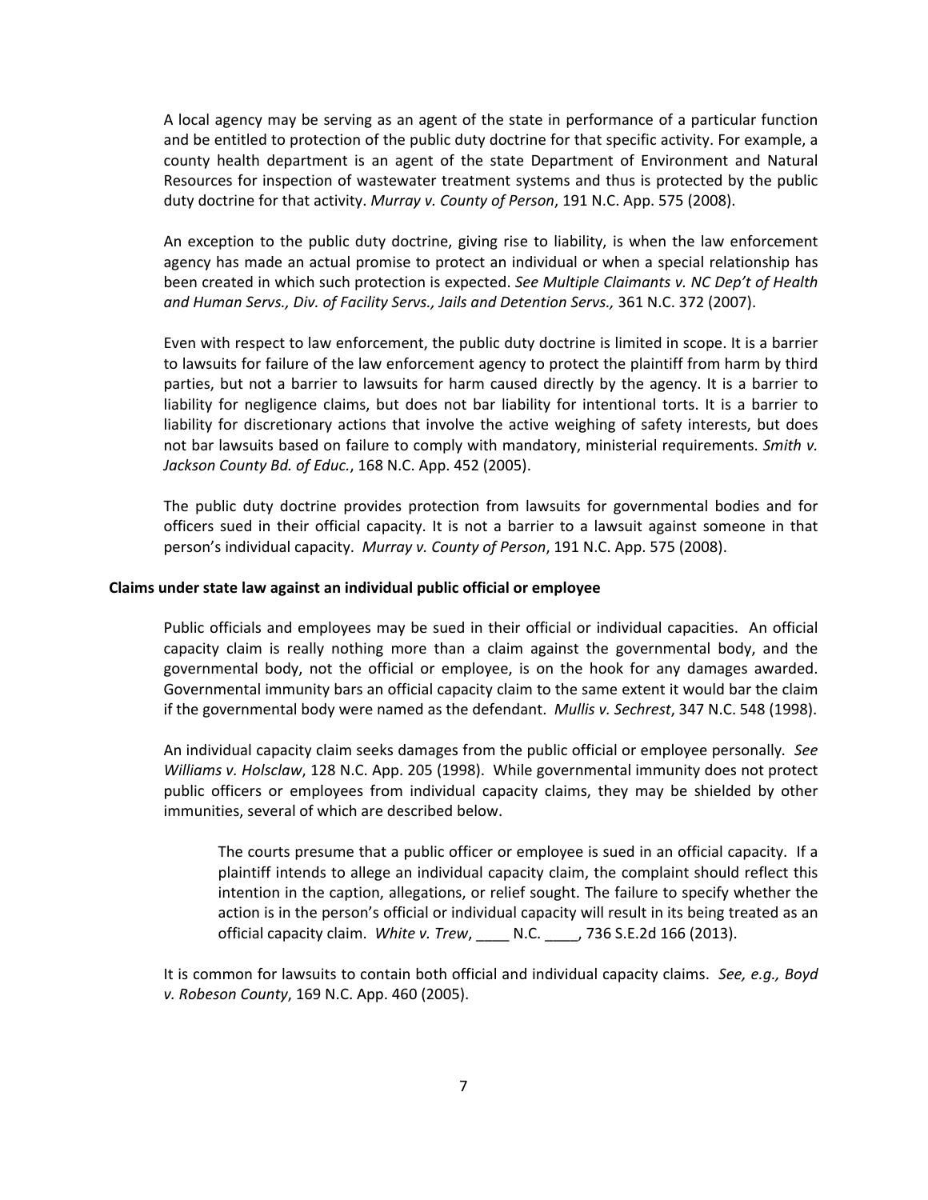A local agency may be serving as an agent of the state in performance of a particular function and be entitled to protection of the public duty doctrine for that specific activity. For example, a county health department is an agent of the state Department of Environment and Natural Resources for inspection of wastewater treatment systems and thus is protected by the public duty doctrine for that activity. *Murray v. County of Person*, 191 N.C. App. 575 (2008).

An exception to the public duty doctrine, giving rise to liability, is when the law enforcement agency has made an actual promise to protect an individual or when a special relationship has been created in which such protection is expected. *See Multiple Claimants v. NC Dep't of Health and Human Servs., Div. of Facility Servs., Jails and Detention Servs.,* 361 N.C. 372 (2007).

Even with respect to law enforcement, the public duty doctrine is limited in scope. It is a barrier to lawsuits for failure of the law enforcement agency to protect the plaintiff from harm by third parties, but not a barrier to lawsuits for harm caused directly by the agency. It is a barrier to liability for negligence claims, but does not bar liability for intentional torts. It is a barrier to liability for discretionary actions that involve the active weighing of safety interests, but does not bar lawsuits based on failure to comply with mandatory, ministerial requirements. *Smith v. Jackson County Bd. of Educ.*, 168 N.C. App. 452 (2005).

The public duty doctrine provides protection from lawsuits for governmental bodies and for officers sued in their official capacity. It is not a barrier to a lawsuit against someone in that person's individual capacity. *Murray v. County of Person*, 191 N.C. App. 575 (2008).

**Claims under state law against an individual public official or employee**

Public officials and employees may be sued in their official or individual capacities. An official capacity claim is really nothing more than a claim against the governmental body, and the governmental body, not the official or employee, is on the hook for any damages awarded. Governmental immunity bars an official capacity claim to the same extent it would bar the claim if the governmental body were named as the defendant. *Mullis v. Sechrest*, 347 N.C. 548 (1998).

An individual capacity claim seeks damages from the public official or employee personally. *See Williams v. Holsclaw*, 128 N.C. App. 205 (1998). While governmental immunity does not protect public officers or employees from individual capacity claims, they may be shielded by other immunities, several of which are described below.

> The courts presume that a public officer or employee is sued in an official capacity. If a plaintiff intends to allege an individual capacity claim, the complaint should reflect this intention in the caption, allegations, or relief sought. The failure to specify whether the action is in the person's official or individual capacity will result in its being treated as an official capacity claim. *White v. Trew*, ____ N.C. ____, 736 S.E.2d 166 (2013).

It is common for lawsuits to contain both official and individual capacity claims. *See, e.g., Boyd v. Robeson County*, 169 N.C. App. 460 (2005).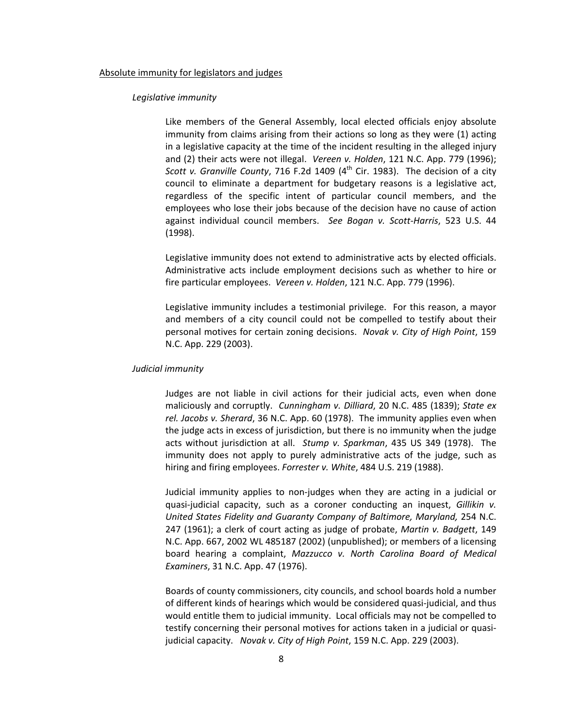<u>Absolute immunity for legislators and judges</u>

*Legislative immunity*

Like members of the General Assembly, local elected officials enjoy absolute immunity from claims arising from their actions so long as they were (1) acting in a legislative capacity at the time of the incident resulting in the alleged injury and (2) their acts were not illegal. *Vereen v. Holden*, 121 N.C. App. 779 (1996); *Scott v. Granville County*, 716 F.2d 1409 (4th Cir. 1983). The decision of a city council to eliminate a department for budgetary reasons is a legislative act, regardless of the specific intent of particular council members, and the employees who lose their jobs because of the decision have no cause of action against individual council members. *See Bogan v. Scott-Harris*, 523 U.S. 44 (1998).

Legislative immunity does not extend to administrative acts by elected officials. Administrative acts include employment decisions such as whether to hire or fire particular employees. *Vereen v. Holden*, 121 N.C. App. 779 (1996).

Legislative immunity includes a testimonial privilege. For this reason, a mayor and members of a city council could not be compelled to testify about their personal motives for certain zoning decisions. *Novak v. City of High Point*, 159 N.C. App. 229 (2003).

*Judicial immunity*

Judges are not liable in civil actions for their judicial acts, even when done maliciously and corruptly. *Cunningham v. Dilliard*, 20 N.C. 485 (1839); *State ex rel. Jacobs v. Sherard*, 36 N.C. App. 60 (1978). The immunity applies even when the judge acts in excess of jurisdiction, but there is no immunity when the judge acts without jurisdiction at all. *Stump v. Sparkman*, 435 US 349 (1978). The immunity does not apply to purely administrative acts of the judge, such as hiring and firing employees. *Forrester v. White*, 484 U.S. 219 (1988).

Judicial immunity applies to non-judges when they are acting in a judicial or quasi-judicial capacity, such as a coroner conducting an inquest, *Gillikin v. United States Fidelity and Guaranty Company of Baltimore, Maryland,* 254 N.C. 247 (1961); a clerk of court acting as judge of probate, *Martin v. Badgett*, 149 N.C. App. 667, 2002 WL 485187 (2002) (unpublished); or members of a licensing board hearing a complaint, *Mazzucco v. North Carolina Board of Medical Examiners*, 31 N.C. App. 47 (1976).

Boards of county commissioners, city councils, and school boards hold a number of different kinds of hearings which would be considered quasi-judicial, and thus would entitle them to judicial immunity. Local officials may not be compelled to testify concerning their personal motives for actions taken in a judicial or quasi-judicial capacity. *Novak v. City of High Point*, 159 N.C. App. 229 (2003).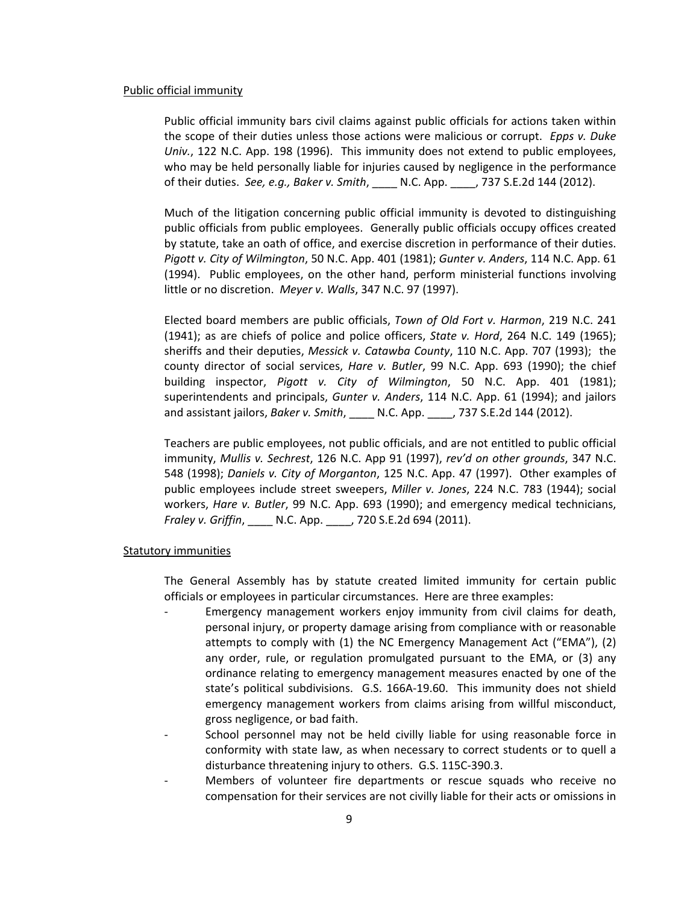Public official immunity

Public official immunity bars civil claims against public officials for actions taken within the scope of their duties unless those actions were malicious or corrupt. *Epps v. Duke Univ.*, 122 N.C. App. 198 (1996). This immunity does not extend to public employees, who may be held personally liable for injuries caused by negligence in the performance of their duties. *See, e.g., Baker v. Smith*, ____ N.C. App. ____, 737 S.E.2d 144 (2012).

Much of the litigation concerning public official immunity is devoted to distinguishing public officials from public employees. Generally public officials occupy offices created by statute, take an oath of office, and exercise discretion in performance of their duties. *Pigott v. City of Wilmington*, 50 N.C. App. 401 (1981); *Gunter v. Anders*, 114 N.C. App. 61 (1994). Public employees, on the other hand, perform ministerial functions involving little or no discretion. *Meyer v. Walls*, 347 N.C. 97 (1997).

Elected board members are public officials, *Town of Old Fort v. Harmon*, 219 N.C. 241 (1941); as are chiefs of police and police officers, *State v. Hord*, 264 N.C. 149 (1965); sheriffs and their deputies, *Messick v. Catawba County*, 110 N.C. App. 707 (1993); the county director of social services, *Hare v. Butler*, 99 N.C. App. 693 (1990); the chief building inspector, *Pigott v. City of Wilmington*, 50 N.C. App. 401 (1981); superintendents and principals, *Gunter v. Anders*, 114 N.C. App. 61 (1994); and jailors and assistant jailors, *Baker v. Smith*, ____ N.C. App. ____, 737 S.E.2d 144 (2012).

Teachers are public employees, not public officials, and are not entitled to public official immunity, *Mullis v. Sechrest*, 126 N.C. App 91 (1997), *rev'd on other grounds*, 347 N.C. 548 (1998); *Daniels v. City of Morganton*, 125 N.C. App. 47 (1997). Other examples of public employees include street sweepers, *Miller v. Jones*, 224 N.C. 783 (1944); social workers, *Hare v. Butler*, 99 N.C. App. 693 (1990); and emergency medical technicians, *Fraley v. Griffin*, ____ N.C. App. ____, 720 S.E.2d 694 (2011).

Statutory immunities

The General Assembly has by statute created limited immunity for certain public officials or employees in particular circumstances. Here are three examples:

- Emergency management workers enjoy immunity from civil claims for death, personal injury, or property damage arising from compliance with or reasonable attempts to comply with (1) the NC Emergency Management Act ("EMA"), (2) any order, rule, or regulation promulgated pursuant to the EMA, or (3) any ordinance relating to emergency management measures enacted by one of the state's political subdivisions. G.S. 166A-19.60. This immunity does not shield emergency management workers from claims arising from willful misconduct, gross negligence, or bad faith.
- School personnel may not be held civilly liable for using reasonable force in conformity with state law, as when necessary to correct students or to quell a disturbance threatening injury to others. G.S. 115C-390.3.
- Members of volunteer fire departments or rescue squads who receive no compensation for their services are not civilly liable for their acts or omissions in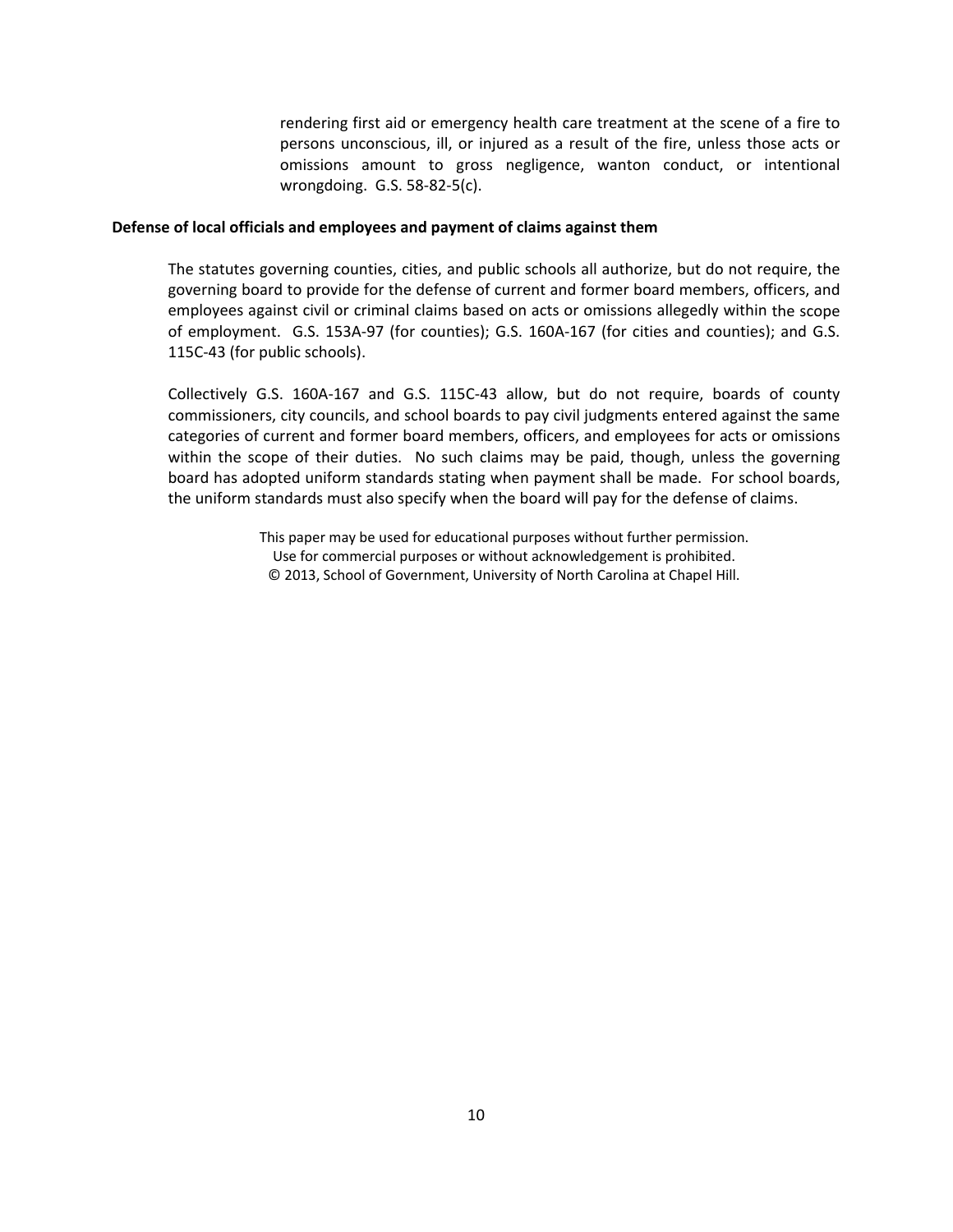rendering first aid or emergency health care treatment at the scene of a fire to persons unconscious, ill, or injured as a result of the fire, unless those acts or omissions amount to gross negligence, wanton conduct, or intentional wrongdoing. G.S. 58-82-5(c).

**Defense of local officials and employees and payment of claims against them**

The statutes governing counties, cities, and public schools all authorize, but do not require, the governing board to provide for the defense of current and former board members, officers, and employees against civil or criminal claims based on acts or omissions allegedly within the scope of employment. G.S. 153A-97 (for counties); G.S. 160A-167 (for cities and counties); and G.S. 115C-43 (for public schools).

Collectively G.S. 160A-167 and G.S. 115C-43 allow, but do not require, boards of county commissioners, city councils, and school boards to pay civil judgments entered against the same categories of current and former board members, officers, and employees for acts or omissions within the scope of their duties. No such claims may be paid, though, unless the governing board has adopted uniform standards stating when payment shall be made. For school boards, the uniform standards must also specify when the board will pay for the defense of claims.

This paper may be used for educational purposes without further permission.
Use for commercial purposes or without acknowledgement is prohibited.
© 2013, School of Government, University of North Carolina at Chapel Hill.